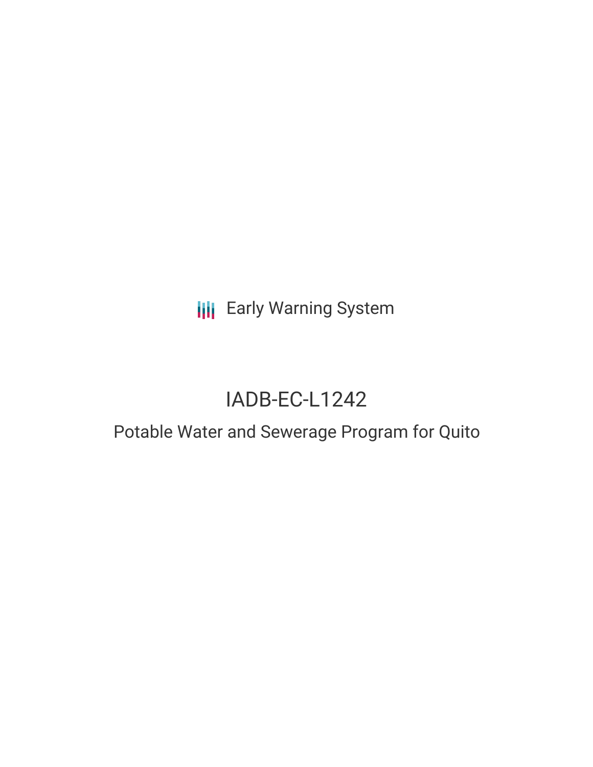Early Warning System

# IADB-EC-L1242

## Potable Water and Sewerage Program for Quito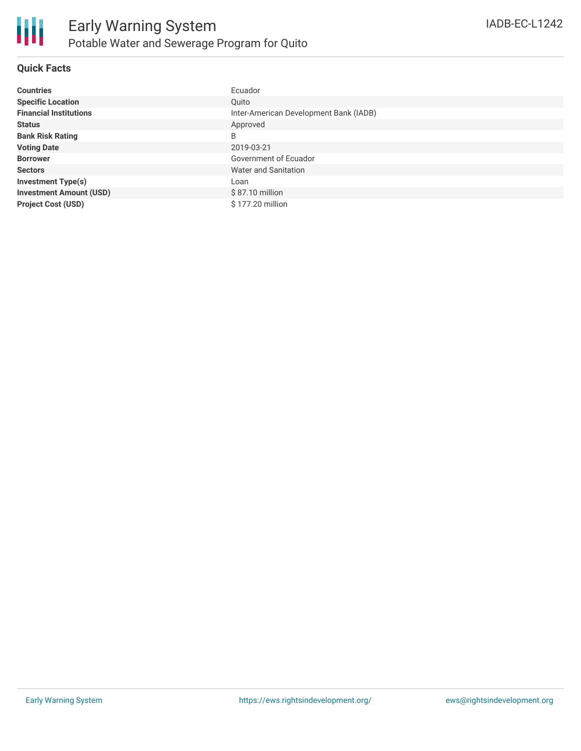## Quick Facts

| | |
|---|---|
| **Countries** | Ecuador |
| **Specific Location** | Quito |
| **Financial Institutions** | Inter-American Development Bank (IADB) |
| **Status** | Approved |
| **Bank Risk Rating** | B |
| **Voting Date** | 2019-03-21 |
| **Borrower** | Government of Ecuador |
| **Sectors** | Water and Sanitation |
| **Investment Type(s)** | Loan |
| **Investment Amount (USD)** | $ 87.10 million |
| **Project Cost (USD)** | $ 177.20 million |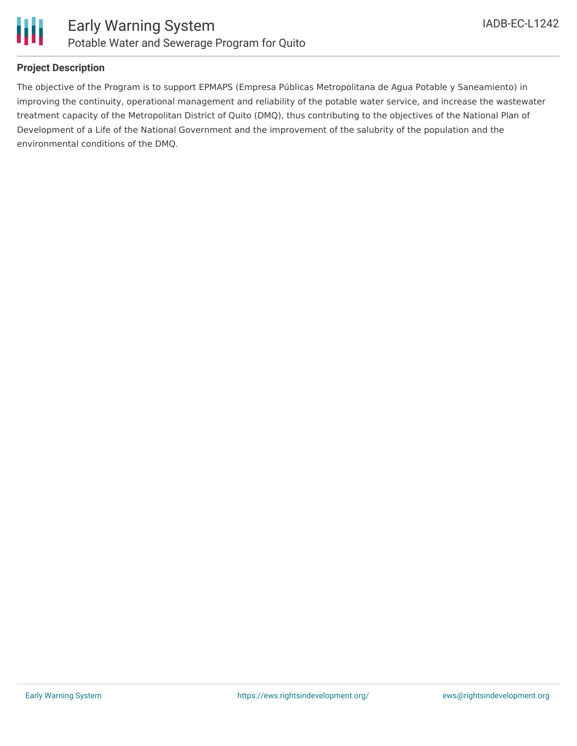## Project Description

The objective of the Program is to support EPMAPS (Empresa Públicas Metropolitana de Agua Potable y Saneamiento) in improving the continuity, operational management and reliability of the potable water service, and increase the wastewater treatment capacity of the Metropolitan District of Quito (DMQ), thus contributing to the objectives of the National Plan of Development of a Life of the National Government and the improvement of the salubrity of the population and the environmental conditions of the DMQ.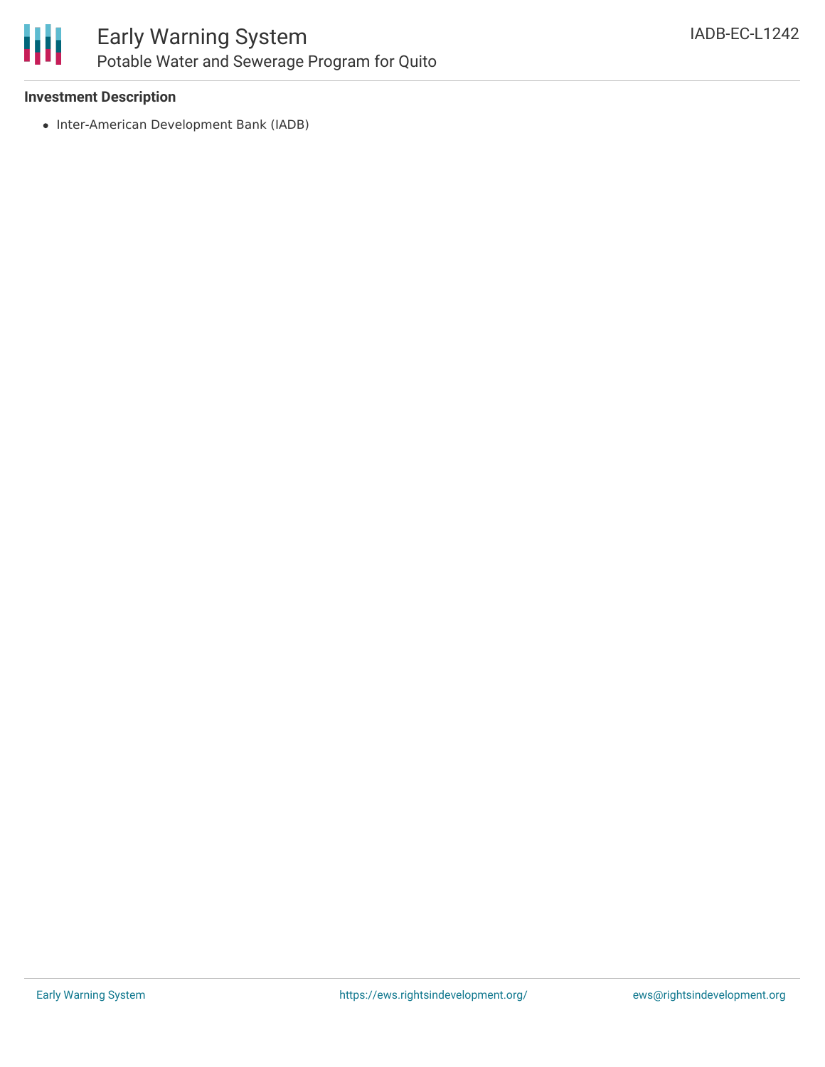**Investment Description**

- Inter-American Development Bank (IADB)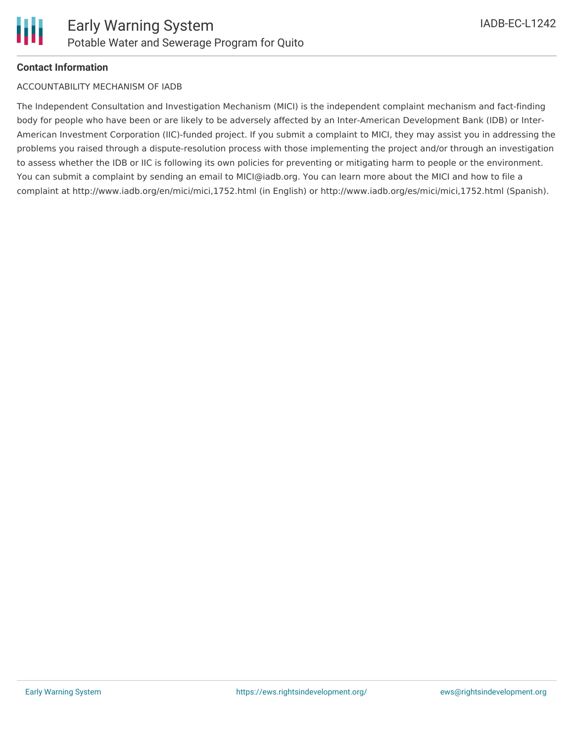**Contact Information**

ACCOUNTABILITY MECHANISM OF IADB

The Independent Consultation and Investigation Mechanism (MICI) is the independent complaint mechanism and fact-finding body for people who have been or are likely to be adversely affected by an Inter-American Development Bank (IDB) or Inter-American Investment Corporation (IIC)-funded project. If you submit a complaint to MICI, they may assist you in addressing the problems you raised through a dispute-resolution process with those implementing the project and/or through an investigation to assess whether the IDB or IIC is following its own policies for preventing or mitigating harm to people or the environment. You can submit a complaint by sending an email to MICI@iadb.org. You can learn more about the MICI and how to file a complaint at http://www.iadb.org/en/mici/mici,1752.html (in English) or http://www.iadb.org/es/mici/mici,1752.html (Spanish).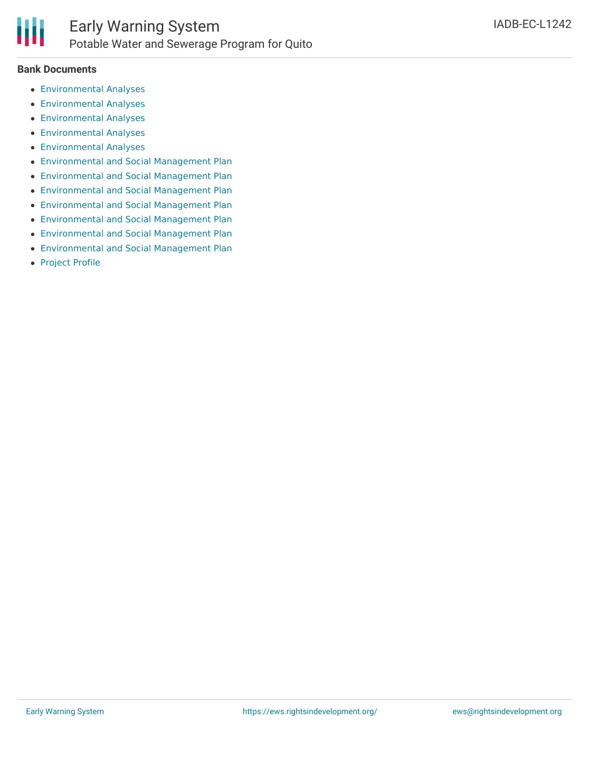**Bank Documents**

- Environmental Analyses
- Environmental Analyses
- Environmental Analyses
- Environmental Analyses
- Environmental Analyses
- Environmental and Social Management Plan
- Environmental and Social Management Plan
- Environmental and Social Management Plan
- Environmental and Social Management Plan
- Environmental and Social Management Plan
- Environmental and Social Management Plan
- Environmental and Social Management Plan
- Project Profile